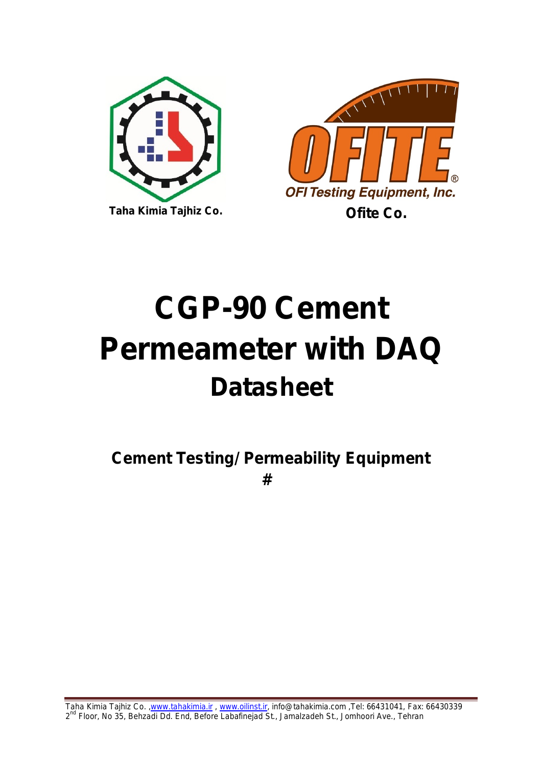Taha Kimia Tajhiz Co.

OFI Testing Equipment, Inc.

Ofite Co.

# CGP-90 Cement Permeameter with DAQ

## Datasheet

**Cement Testing/ Permeability Equipment**

**#**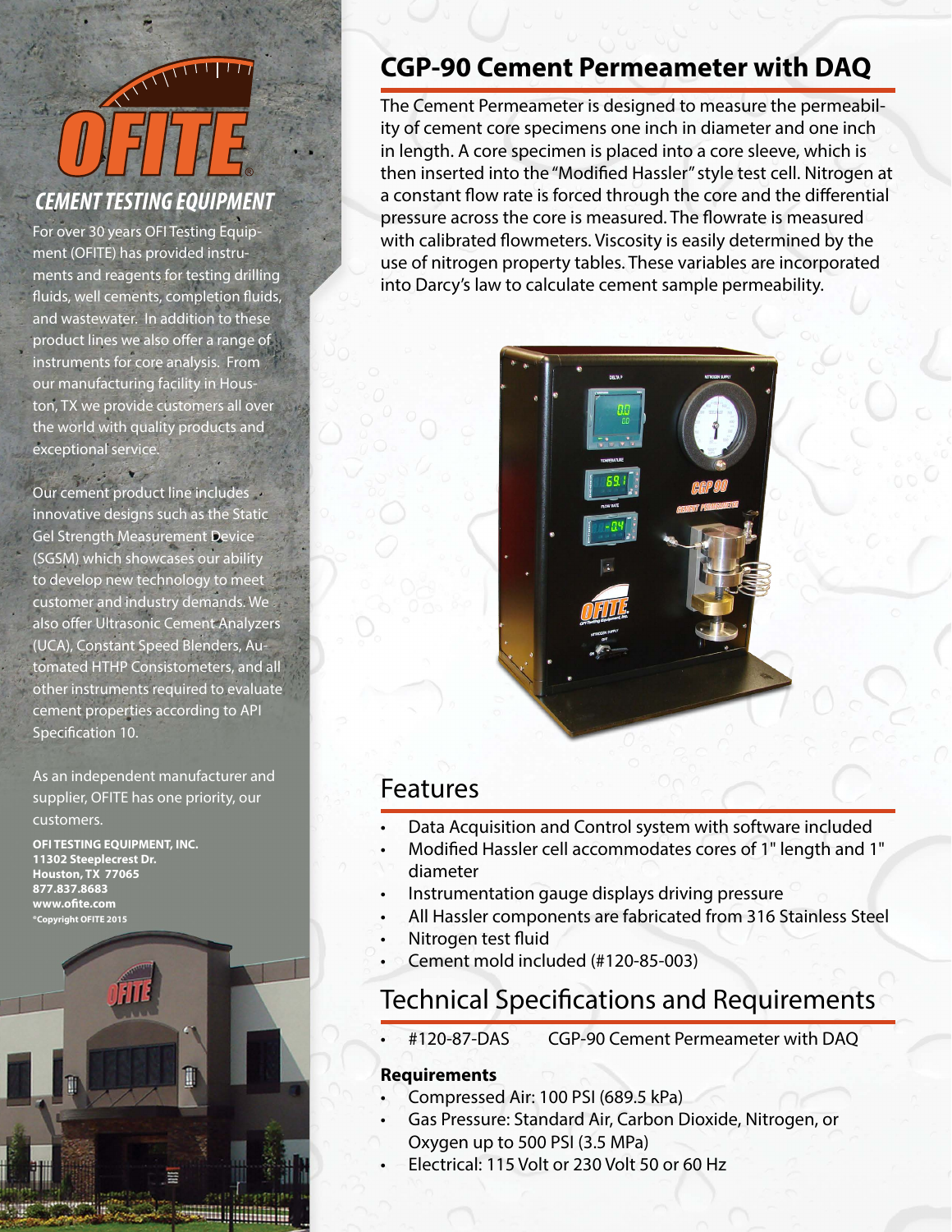## CEMENT TESTING EQUIPMENT

For over 30 years OFI Testing Equipment (OFITE) has provided instruments and reagents for testing drilling fluids, well cements, completion fluids, and wastewater. In addition to these product lines we also offer a range of instruments for core analysis. From our manufacturing facility in Houston, TX we provide customers all over the world with quality products and exceptional service.

Our cement product line includes innovative designs such as the Static Gel Strength Measurement Device (SGSM) which showcases our ability to develop new technology to meet customer and industry demands. We also offer Ultrasonic Cement Analyzers (UCA), Constant Speed Blenders, Automated HTHP Consistometers, and all other instruments required to evaluate cement properties according to API Specification 10.

As an independent manufacturer and supplier, OFITE has one priority, our customers.

**OFI TESTING EQUIPMENT, INC.**
**11302 Steeplecrest Dr.**
**Houston, TX 77065**
**877.837.8683**
**www.ofite.com**
**©Copyright OFITE 2015**

# CGP-90 Cement Permeameter with DAQ

The Cement Permeameter is designed to measure the permeability of cement core specimens one inch in diameter and one inch in length. A core specimen is placed into a core sleeve, which is then inserted into the "Modified Hassler" style test cell. Nitrogen at a constant flow rate is forced through the core and the differential pressure across the core is measured. The flowrate is measured with calibrated flowmeters. Viscosity is easily determined by the use of nitrogen property tables. These variables are incorporated into Darcy's law to calculate cement sample permeability.

## Features

- Data Acquisition and Control system with software included
- Modified Hassler cell accommodates cores of 1" length and 1" diameter
- Instrumentation gauge displays driving pressure
- All Hassler components are fabricated from 316 Stainless Steel
- Nitrogen test fluid
- Cement mold included (#120-85-003)

## Technical Specifications and Requirements

- #120-87-DAS CGP-90 Cement Permeameter with DAQ

**Requirements**

- Compressed Air: 100 PSI (689.5 kPa)
- Gas Pressure: Standard Air, Carbon Dioxide, Nitrogen, or Oxygen up to 500 PSI (3.5 MPa)
- Electrical: 115 Volt or 230 Volt 50 or 60 Hz